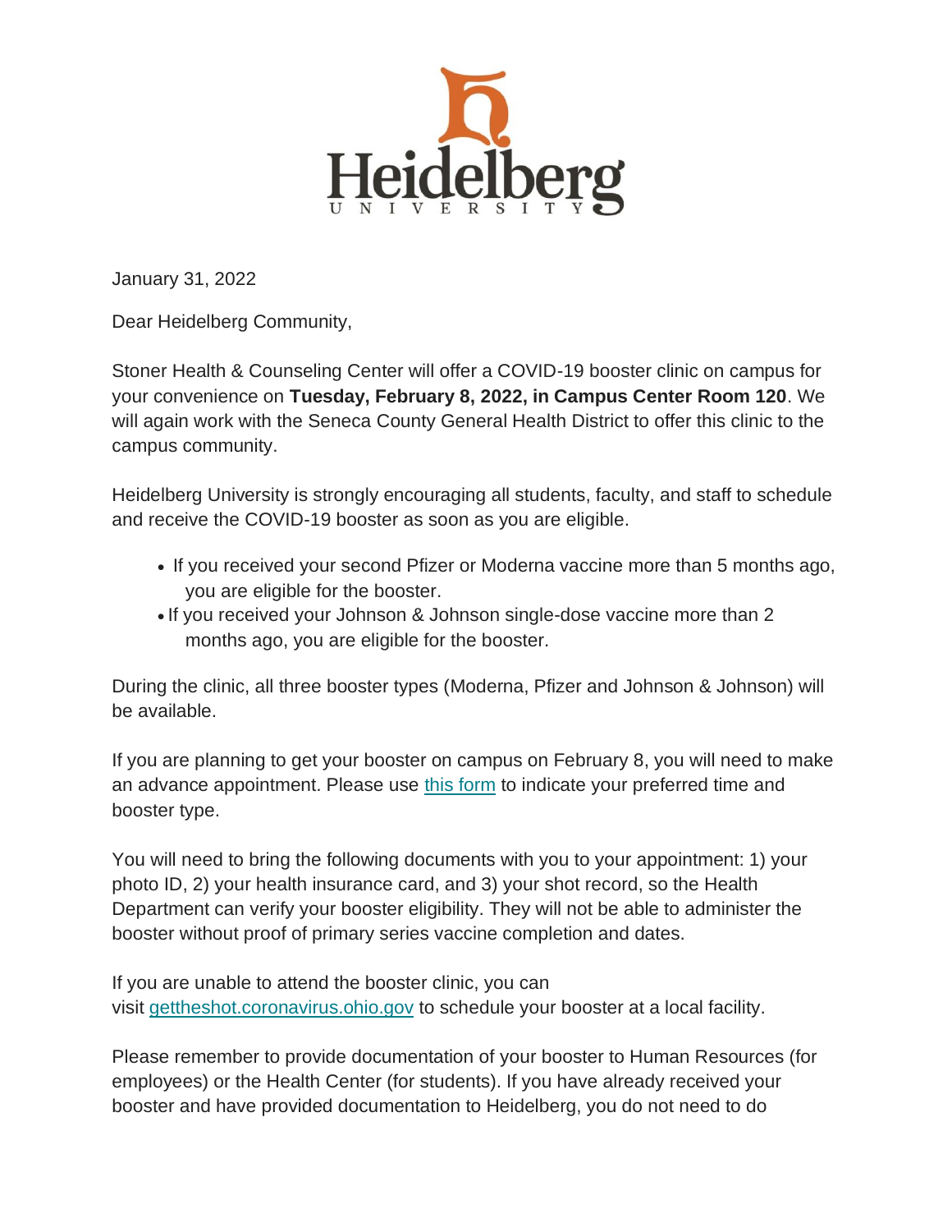Heidelberg UNIVERSITY

January 31, 2022

Dear Heidelberg Community,

Stoner Health & Counseling Center will offer a COVID-19 booster clinic on campus for your convenience on **Tuesday, February 8, 2022, in Campus Center Room 120**. We will again work with the Seneca County General Health District to offer this clinic to the campus community.

Heidelberg University is strongly encouraging all students, faculty, and staff to schedule and receive the COVID-19 booster as soon as you are eligible.

- If you received your second Pfizer or Moderna vaccine more than 5 months ago, you are eligible for the booster.
- If you received your Johnson & Johnson single-dose vaccine more than 2 months ago, you are eligible for the booster.

During the clinic, all three booster types (Moderna, Pfizer and Johnson & Johnson) will be available.

If you are planning to get your booster on campus on February 8, you will need to make an advance appointment. Please use this form to indicate your preferred time and booster type.

You will need to bring the following documents with you to your appointment: 1) your photo ID, 2) your health insurance card, and 3) your shot record, so the Health Department can verify your booster eligibility. They will not be able to administer the booster without proof of primary series vaccine completion and dates.

If you are unable to attend the booster clinic, you can visit gettheshot.coronavirus.ohio.gov to schedule your booster at a local facility.

Please remember to provide documentation of your booster to Human Resources (for employees) or the Health Center (for students). If you have already received your booster and have provided documentation to Heidelberg, you do not need to do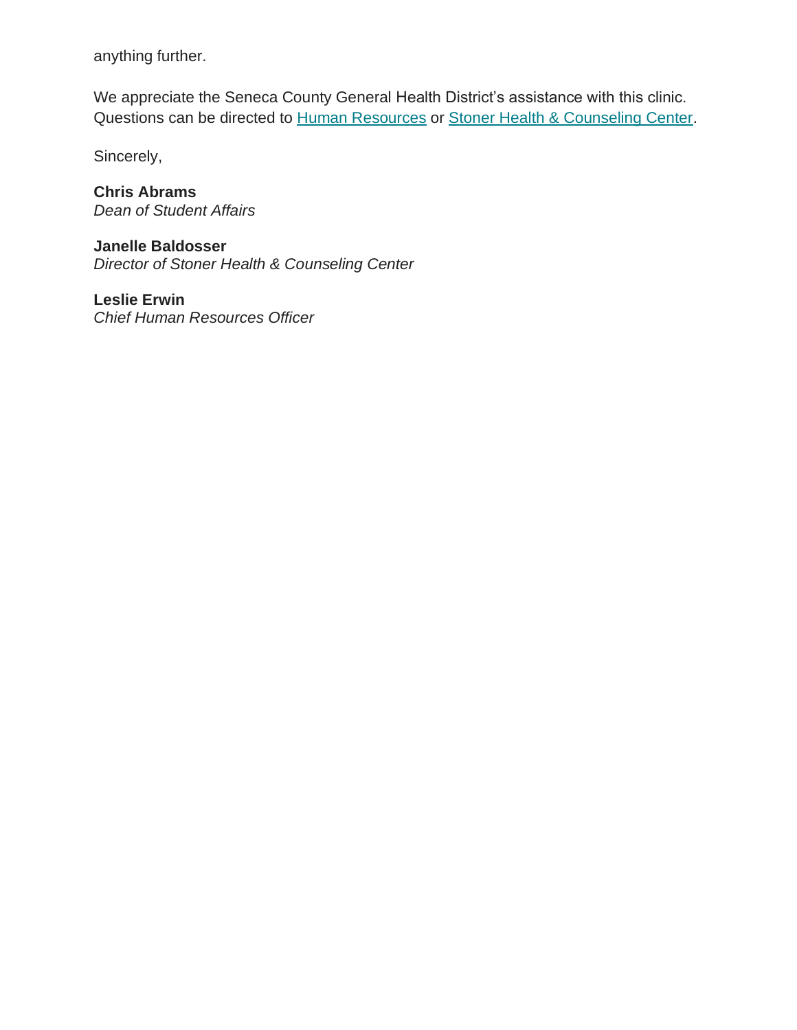anything further.

We appreciate the Seneca County General Health District's assistance with this clinic. Questions can be directed to Human Resources or Stoner Health & Counseling Center.

Sincerely,

**Chris Abrams**
*Dean of Student Affairs*

**Janelle Baldosser**
*Director of Stoner Health & Counseling Center*

**Leslie Erwin**
*Chief Human Resources Officer*